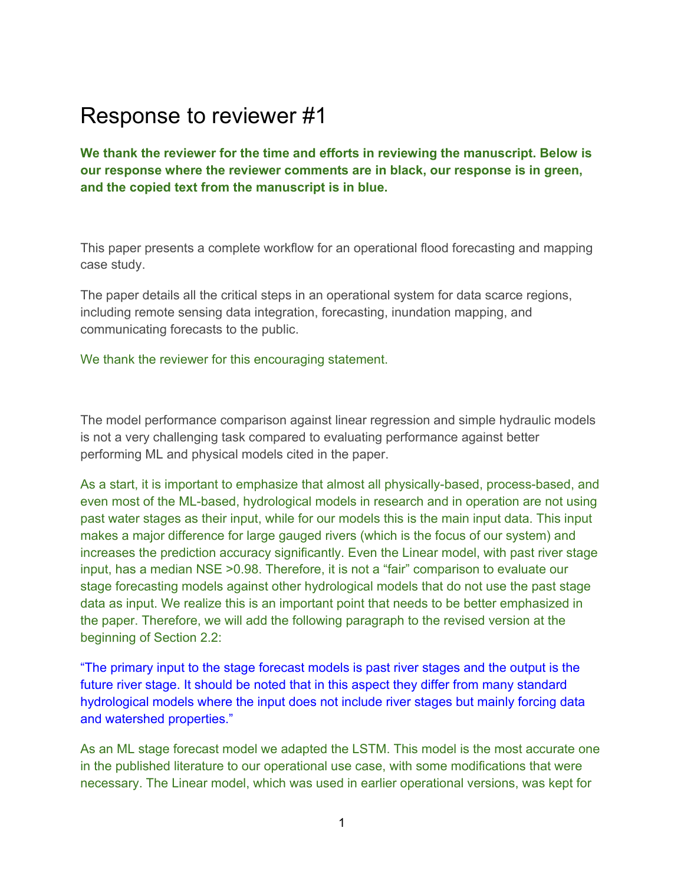# Response to reviewer #1

**We thank the reviewer for the time and efforts in reviewing the manuscript. Below is our response where the reviewer comments are in black, our response is in green, and the copied text from the manuscript is in blue.**

This paper presents a complete workflow for an operational flood forecasting and mapping case study.

The paper details all the critical steps in an operational system for data scarce regions, including remote sensing data integration, forecasting, inundation mapping, and communicating forecasts to the public.

We thank the reviewer for this encouraging statement.

The model performance comparison against linear regression and simple hydraulic models is not a very challenging task compared to evaluating performance against better performing ML and physical models cited in the paper.

As a start, it is important to emphasize that almost all physically-based, process-based, and even most of the ML-based, hydrological models in research and in operation are not using past water stages as their input, while for our models this is the main input data. This input makes a major difference for large gauged rivers (which is the focus of our system) and increases the prediction accuracy significantly. Even the Linear model, with past river stage input, has a median NSE >0.98. Therefore, it is not a "fair" comparison to evaluate our stage forecasting models against other hydrological models that do not use the past stage data as input. We realize this is an important point that needs to be better emphasized in the paper. Therefore, we will add the following paragraph to the revised version at the beginning of Section 2.2:

"The primary input to the stage forecast models is past river stages and the output is the future river stage. It should be noted that in this aspect they differ from many standard hydrological models where the input does not include river stages but mainly forcing data and watershed properties."

As an ML stage forecast model we adapted the LSTM. This model is the most accurate one in the published literature to our operational use case, with some modifications that were necessary. The Linear model, which was used in earlier operational versions, was kept for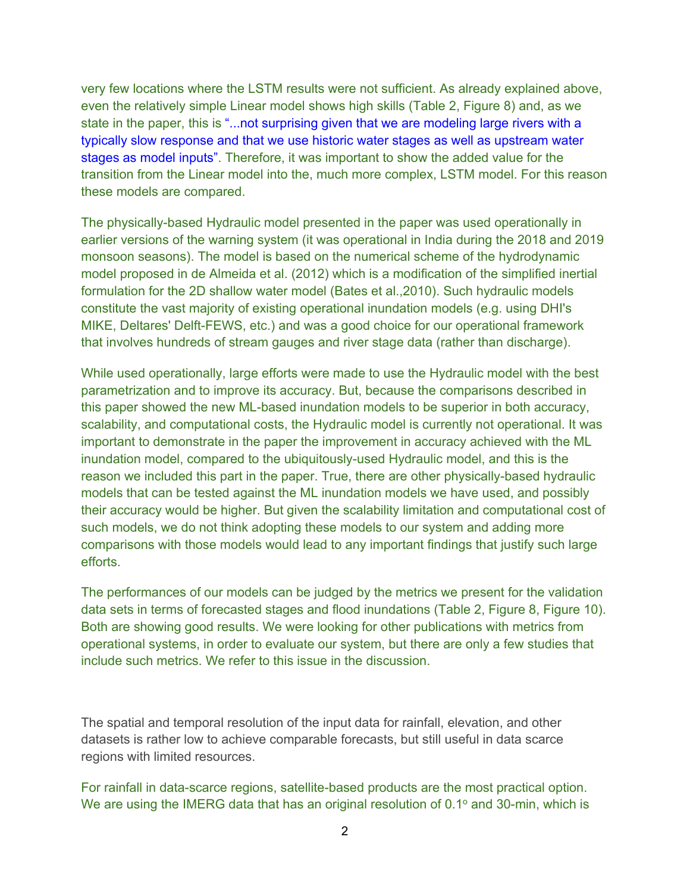very few locations where the LSTM results were not sufficient. As already explained above, even the relatively simple Linear model shows high skills (Table 2, Figure 8) and, as we state in the paper, this is "...not surprising given that we are modeling large rivers with a typically slow response and that we use historic water stages as well as upstream water stages as model inputs". Therefore, it was important to show the added value for the transition from the Linear model into the, much more complex, LSTM model. For this reason these models are compared.

The physically-based Hydraulic model presented in the paper was used operationally in earlier versions of the warning system (it was operational in India during the 2018 and 2019 monsoon seasons). The model is based on the numerical scheme of the hydrodynamic model proposed in de Almeida et al. (2012) which is a modification of the simplified inertial formulation for the 2D shallow water model (Bates et al.,2010). Such hydraulic models constitute the vast majority of existing operational inundation models (e.g. using DHI's MIKE, Deltares' Delft-FEWS, etc.) and was a good choice for our operational framework that involves hundreds of stream gauges and river stage data (rather than discharge).

While used operationally, large efforts were made to use the Hydraulic model with the best parametrization and to improve its accuracy. But, because the comparisons described in this paper showed the new ML-based inundation models to be superior in both accuracy, scalability, and computational costs, the Hydraulic model is currently not operational. It was important to demonstrate in the paper the improvement in accuracy achieved with the ML inundation model, compared to the ubiquitously-used Hydraulic model, and this is the reason we included this part in the paper. True, there are other physically-based hydraulic models that can be tested against the ML inundation models we have used, and possibly their accuracy would be higher. But given the scalability limitation and computational cost of such models, we do not think adopting these models to our system and adding more comparisons with those models would lead to any important findings that justify such large efforts.

The performances of our models can be judged by the metrics we present for the validation data sets in terms of forecasted stages and flood inundations (Table 2, Figure 8, Figure 10). Both are showing good results. We were looking for other publications with metrics from operational systems, in order to evaluate our system, but there are only a few studies that include such metrics. We refer to this issue in the discussion.

The spatial and temporal resolution of the input data for rainfall, elevation, and other datasets is rather low to achieve comparable forecasts, but still useful in data scarce regions with limited resources.

For rainfall in data-scarce regions, satellite-based products are the most practical option. We are using the IMERG data that has an original resolution of 0.1$^{o}$ and 30-min, which is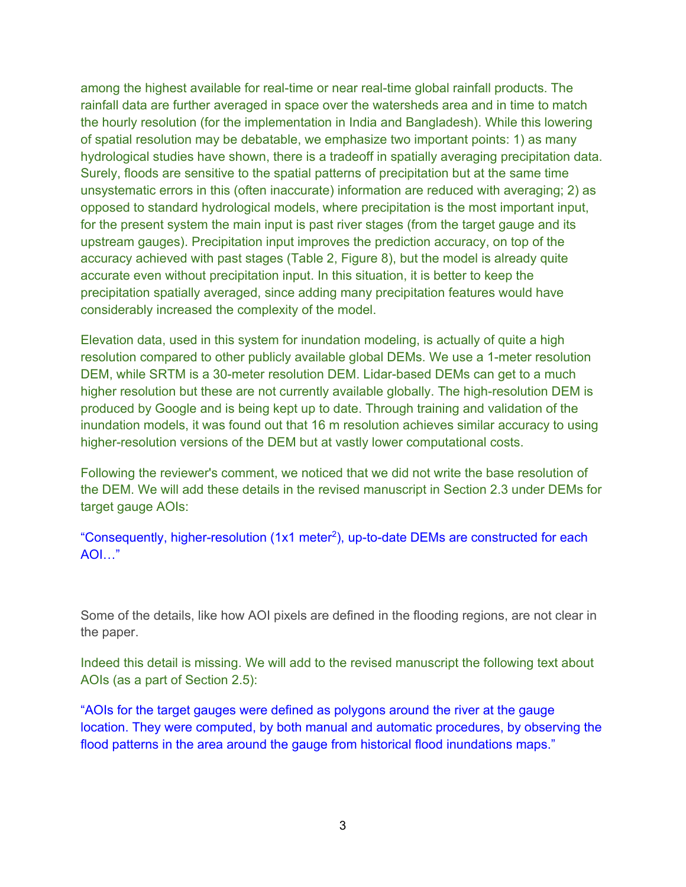among the highest available for real-time or near real-time global rainfall products. The rainfall data are further averaged in space over the watersheds area and in time to match the hourly resolution (for the implementation in India and Bangladesh). While this lowering of spatial resolution may be debatable, we emphasize two important points: 1) as many hydrological studies have shown, there is a tradeoff in spatially averaging precipitation data. Surely, floods are sensitive to the spatial patterns of precipitation but at the same time unsystematic errors in this (often inaccurate) information are reduced with averaging; 2) as opposed to standard hydrological models, where precipitation is the most important input, for the present system the main input is past river stages (from the target gauge and its upstream gauges). Precipitation input improves the prediction accuracy, on top of the accuracy achieved with past stages (Table 2, Figure 8), but the model is already quite accurate even without precipitation input. In this situation, it is better to keep the precipitation spatially averaged, since adding many precipitation features would have considerably increased the complexity of the model.

Elevation data, used in this system for inundation modeling, is actually of quite a high resolution compared to other publicly available global DEMs. We use a 1-meter resolution DEM, while SRTM is a 30-meter resolution DEM. Lidar-based DEMs can get to a much higher resolution but these are not currently available globally. The high-resolution DEM is produced by Google and is being kept up to date. Through training and validation of the inundation models, it was found out that 16 m resolution achieves similar accuracy to using higher-resolution versions of the DEM but at vastly lower computational costs.

Following the reviewer's comment, we noticed that we did not write the base resolution of the DEM. We will add these details in the revised manuscript in Section 2.3 under DEMs for target gauge AOIs:

"Consequently, higher-resolution (1x1 meter$^2$), up-to-date DEMs are constructed for each AOI…"

Some of the details, like how AOI pixels are defined in the flooding regions, are not clear in the paper.

Indeed this detail is missing. We will add to the revised manuscript the following text about AOIs (as a part of Section 2.5):

"AOIs for the target gauges were defined as polygons around the river at the gauge location. They were computed, by both manual and automatic procedures, by observing the flood patterns in the area around the gauge from historical flood inundations maps."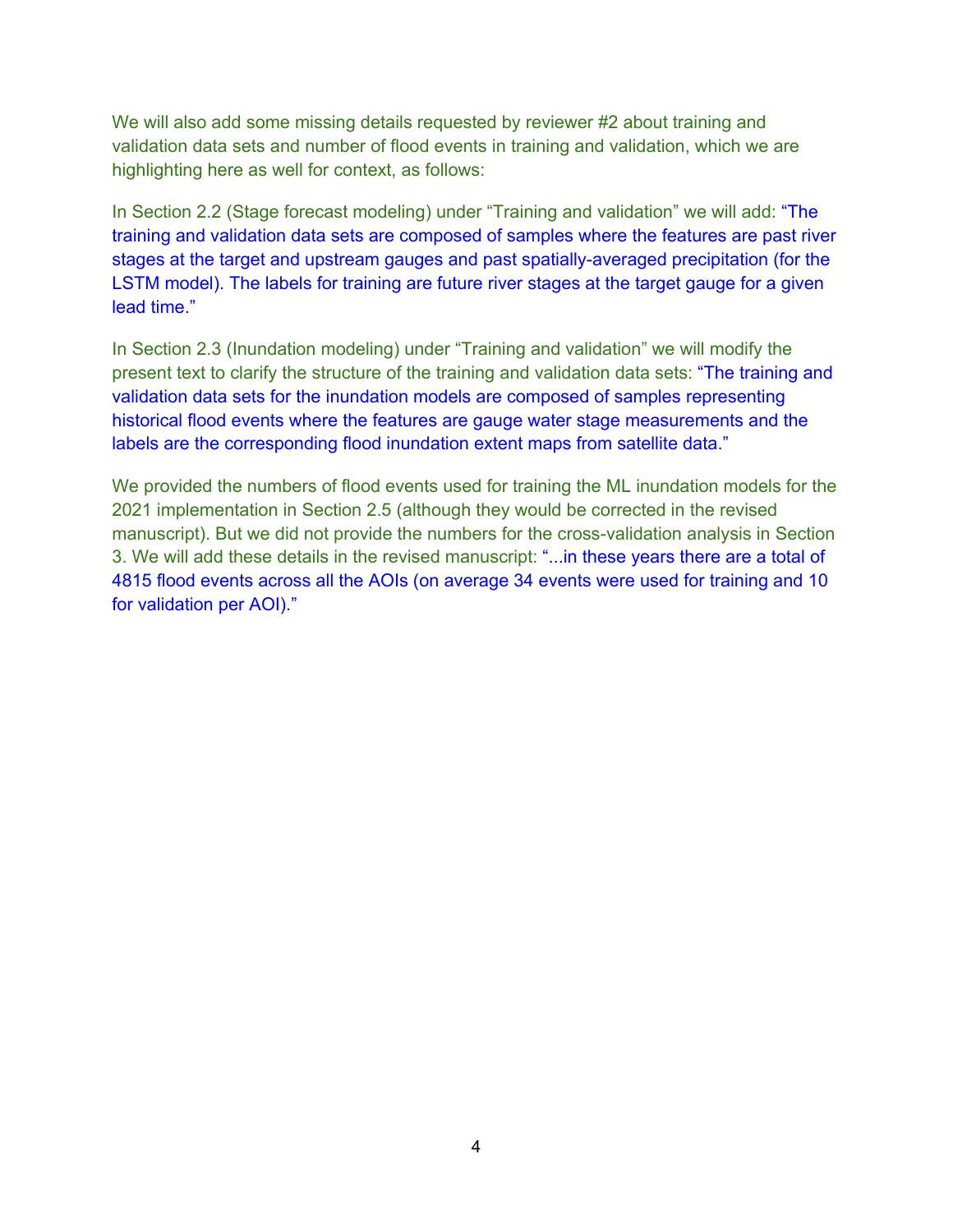We will also add some missing details requested by reviewer #2 about training and validation data sets and number of flood events in training and validation, which we are highlighting here as well for context, as follows:

In Section 2.2 (Stage forecast modeling) under "Training and validation" we will add: "The training and validation data sets are composed of samples where the features are past river stages at the target and upstream gauges and past spatially-averaged precipitation (for the LSTM model). The labels for training are future river stages at the target gauge for a given lead time."

In Section 2.3 (Inundation modeling) under "Training and validation" we will modify the present text to clarify the structure of the training and validation data sets: "The training and validation data sets for the inundation models are composed of samples representing historical flood events where the features are gauge water stage measurements and the labels are the corresponding flood inundation extent maps from satellite data."

We provided the numbers of flood events used for training the ML inundation models for the 2021 implementation in Section 2.5 (although they would be corrected in the revised manuscript). But we did not provide the numbers for the cross-validation analysis in Section 3. We will add these details in the revised manuscript: "...in these years there are a total of 4815 flood events across all the AOIs (on average 34 events were used for training and 10 for validation per AOI)."